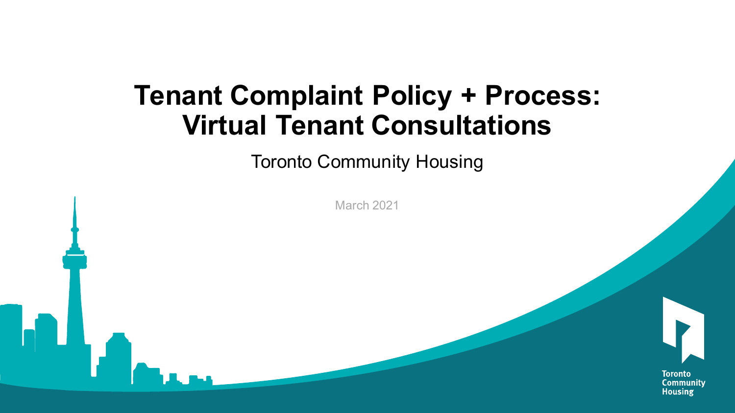# Tenant Complaint Policy + Process: Virtual Tenant Consultations

Toronto Community Housing

March 2021

Toronto Community Housing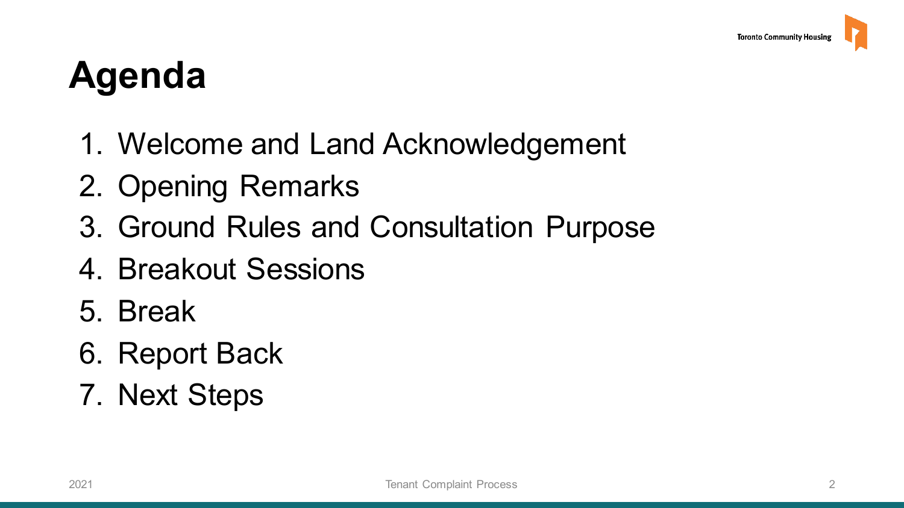# Agenda

1. Welcome and Land Acknowledgement
2. Opening Remarks
3. Ground Rules and Consultation Purpose
4. Breakout Sessions
5. Break
6. Report Back
7. Next Steps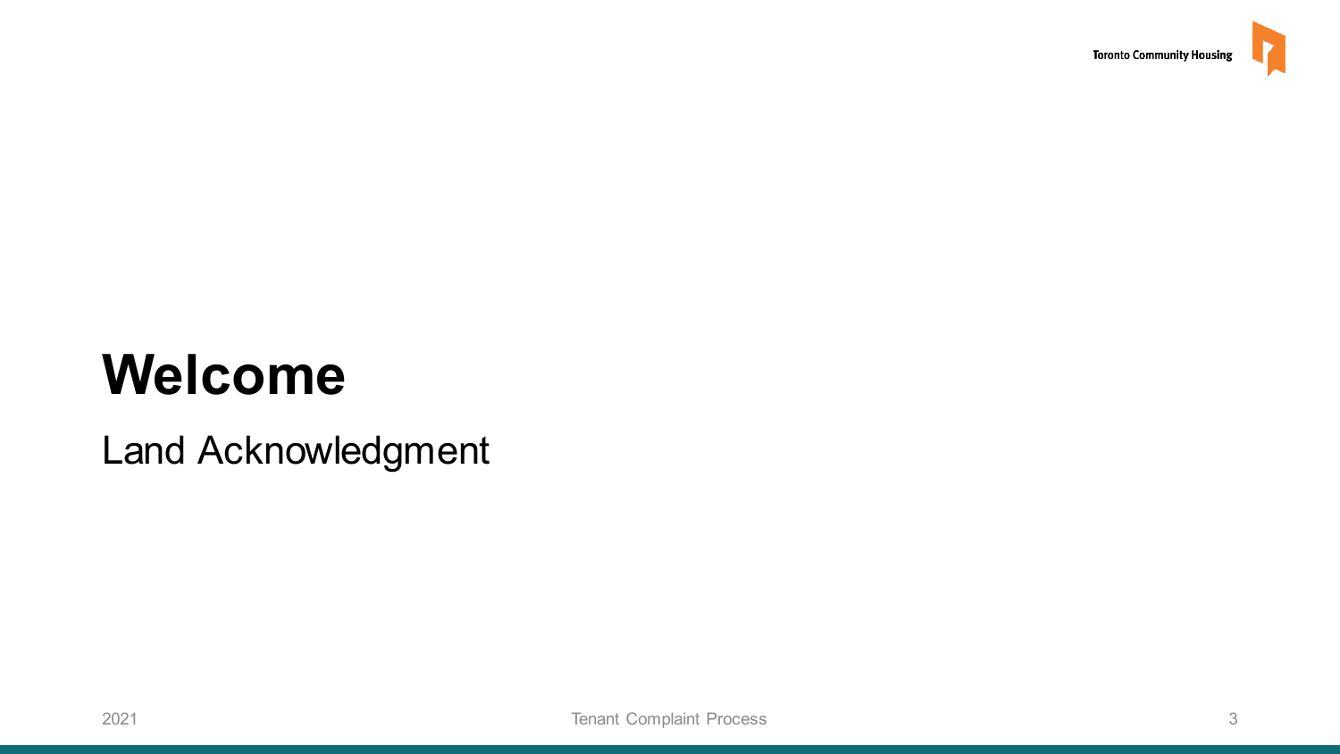# Welcome

Land Acknowledgment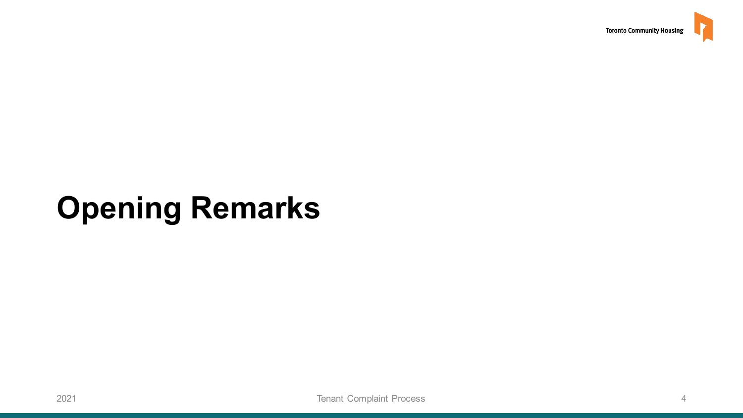# Opening Remarks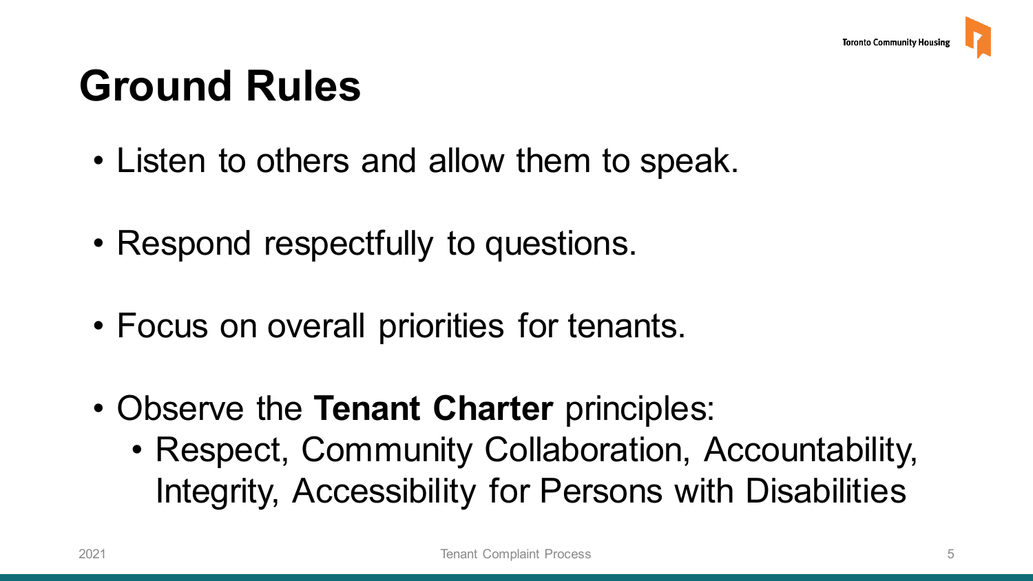# Ground Rules

- Listen to others and allow them to speak.
- Respond respectfully to questions.
- Focus on overall priorities for tenants.
- Observe the **Tenant Charter** principles:
  - Respect, Community Collaboration, Accountability, Integrity, Accessibility for Persons with Disabilities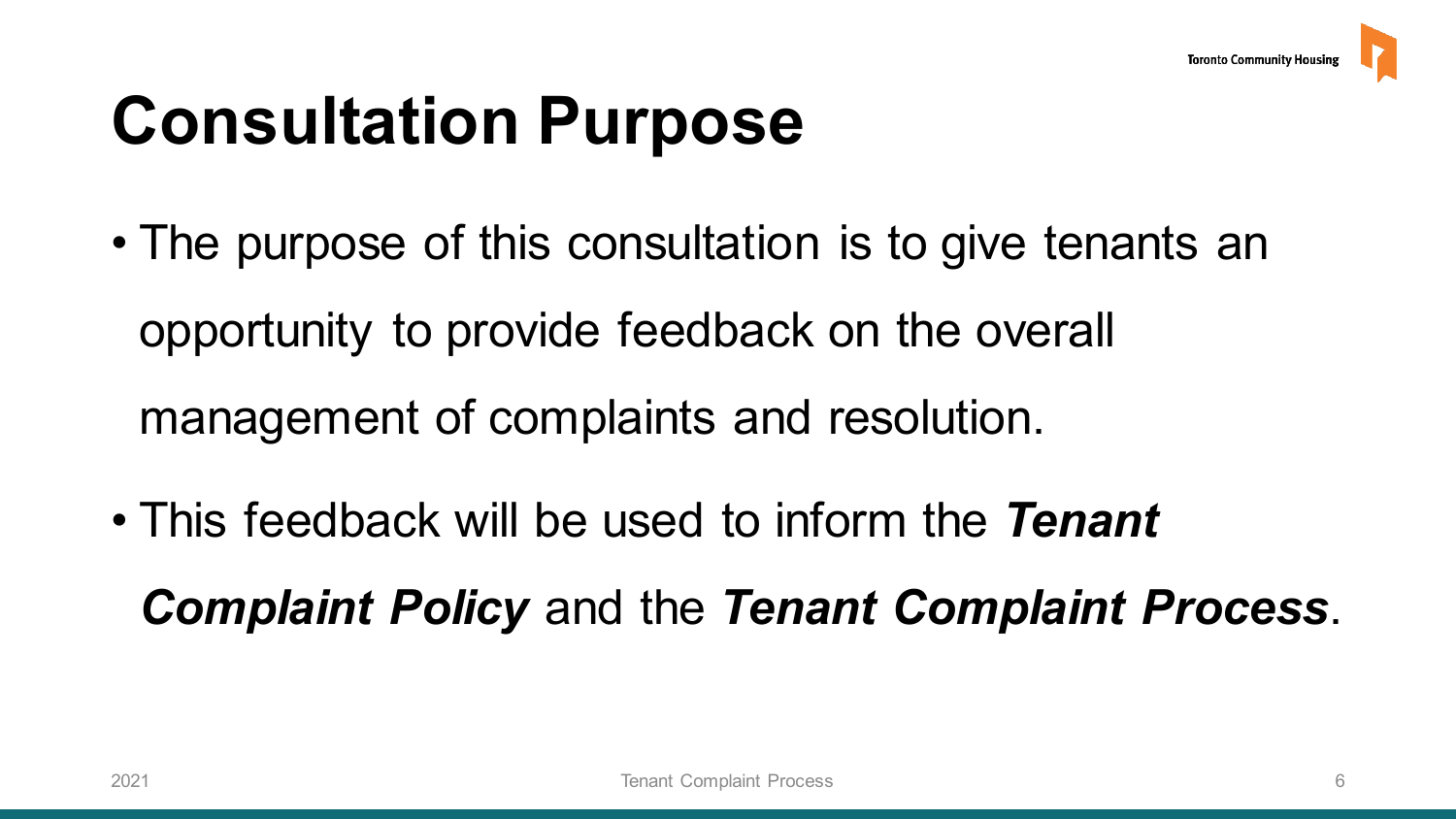# Consultation Purpose

- The purpose of this consultation is to give tenants an opportunity to provide feedback on the overall management of complaints and resolution.
- This feedback will be used to inform the ***Tenant Complaint Policy*** and the ***Tenant Complaint Process***.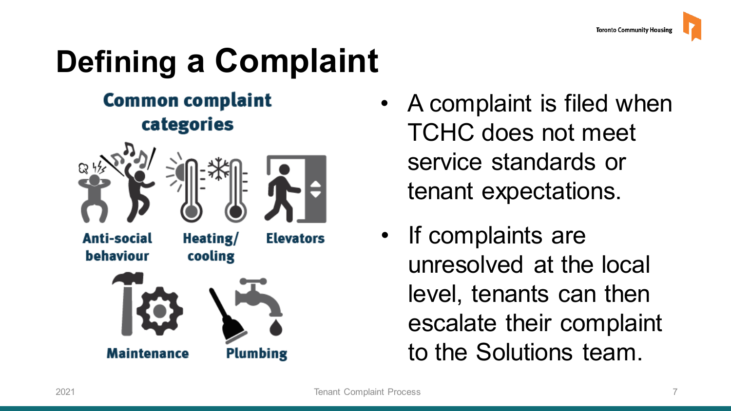# Defining a Complaint

## Common complaint categories

- Anti-social behaviour
- Heating/ cooling
- Elevators
- Maintenance
- Plumbing

- A complaint is filed when TCHC does not meet service standards or tenant expectations.
- If complaints are unresolved at the local level, tenants can then escalate their complaint to the Solutions team.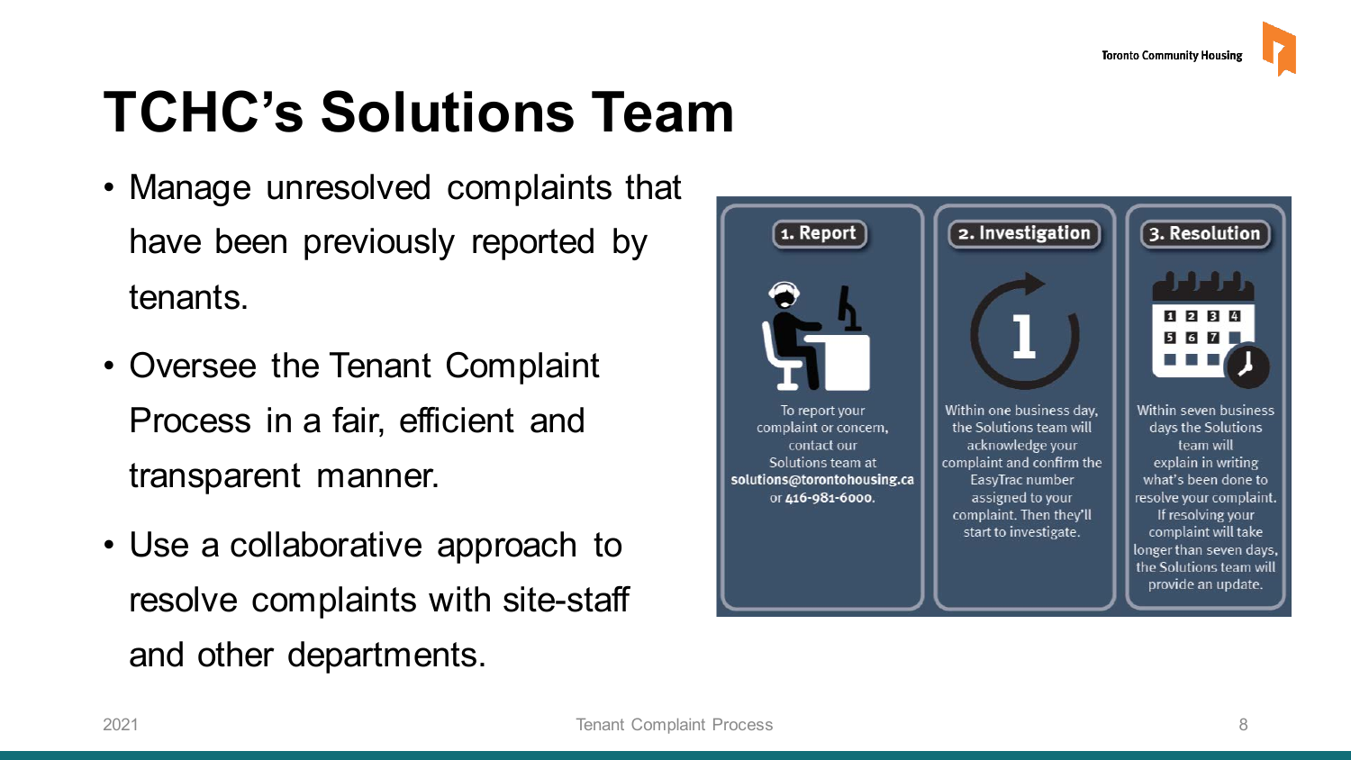# TCHC's Solutions Team

- Manage unresolved complaints that have been previously reported by tenants.
- Oversee the Tenant Complaint Process in a fair, efficient and transparent manner.
- Use a collaborative approach to resolve complaints with site-staff and other departments.

**1. Report**

To report your complaint or concern, contact our Solutions team at **solutions@torontohousing.ca** or **416-981-6000**.

**2. Investigation**

Within one business day, the Solutions team will acknowledge your complaint and confirm the EasyTrac number assigned to your complaint. Then they'll start to investigate.

**3. Resolution**

Within seven business days the Solutions team will explain in writing what's been done to resolve your complaint. If resolving your complaint will take longer than seven days, the Solutions team will provide an update.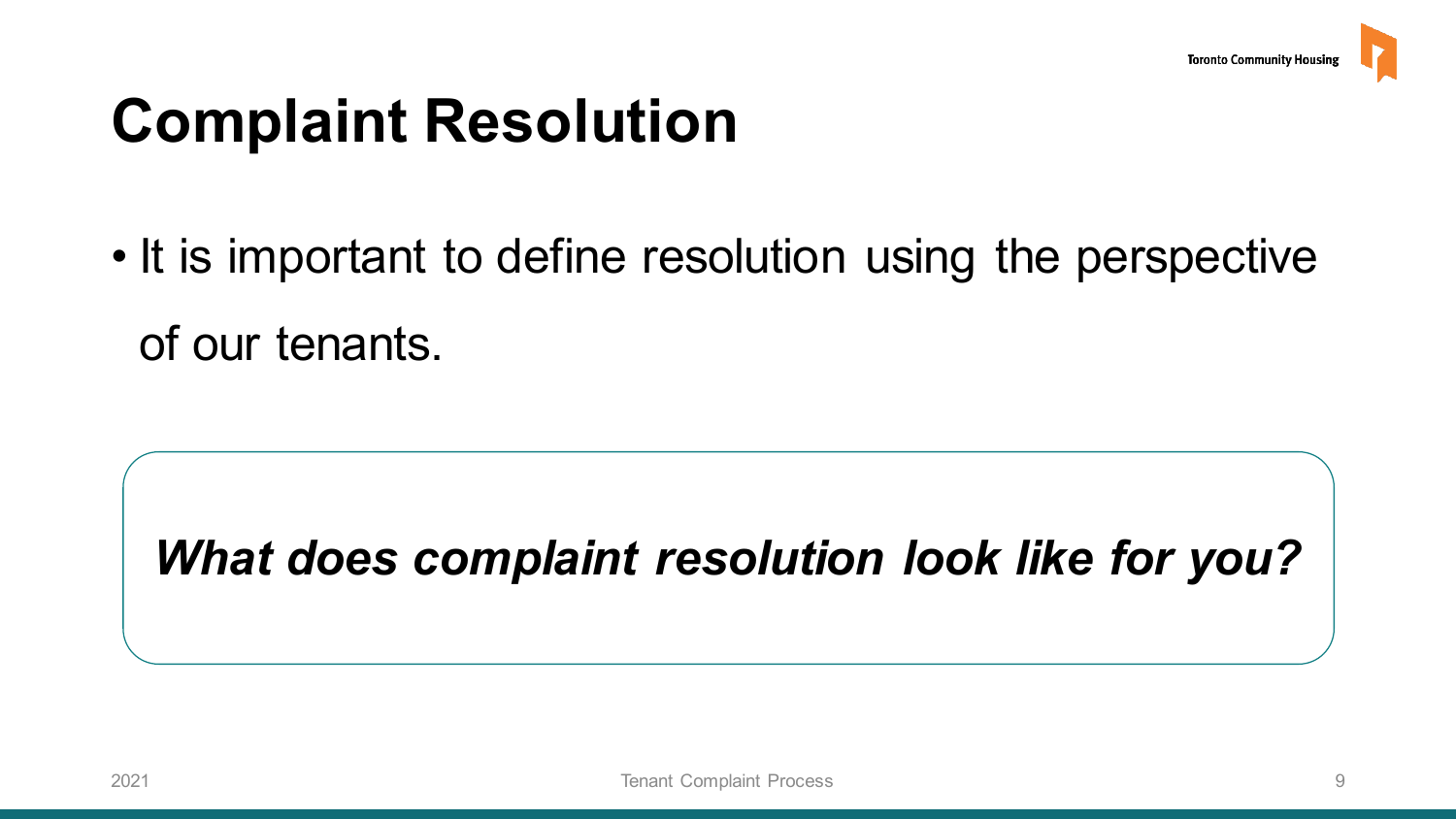# Complaint Resolution

- It is important to define resolution using the perspective of our tenants.

***What does complaint resolution look like for you?***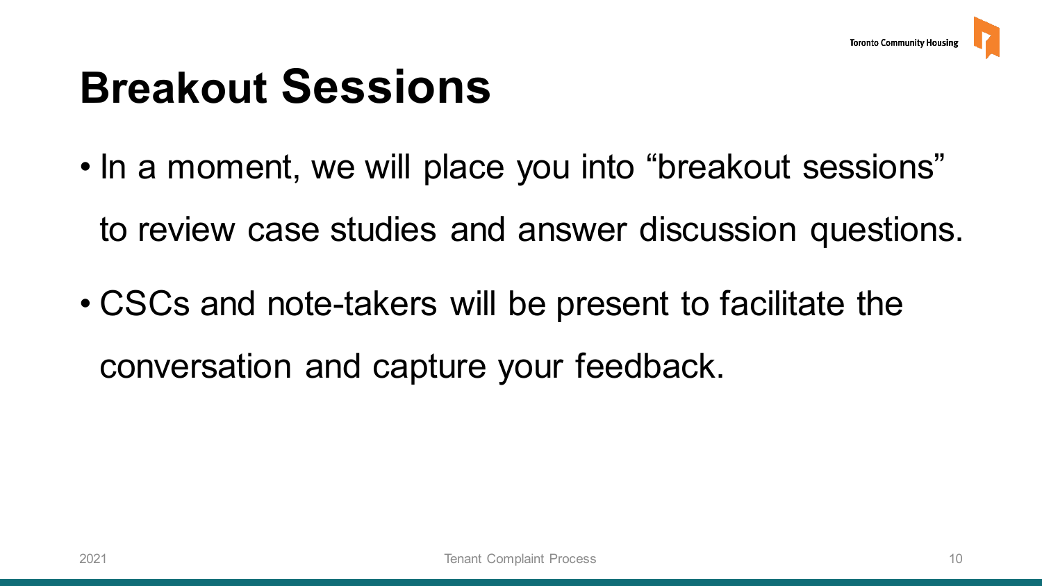# Breakout Sessions

- In a moment, we will place you into “breakout sessions” to review case studies and answer discussion questions.
- CSCs and note-takers will be present to facilitate the conversation and capture your feedback.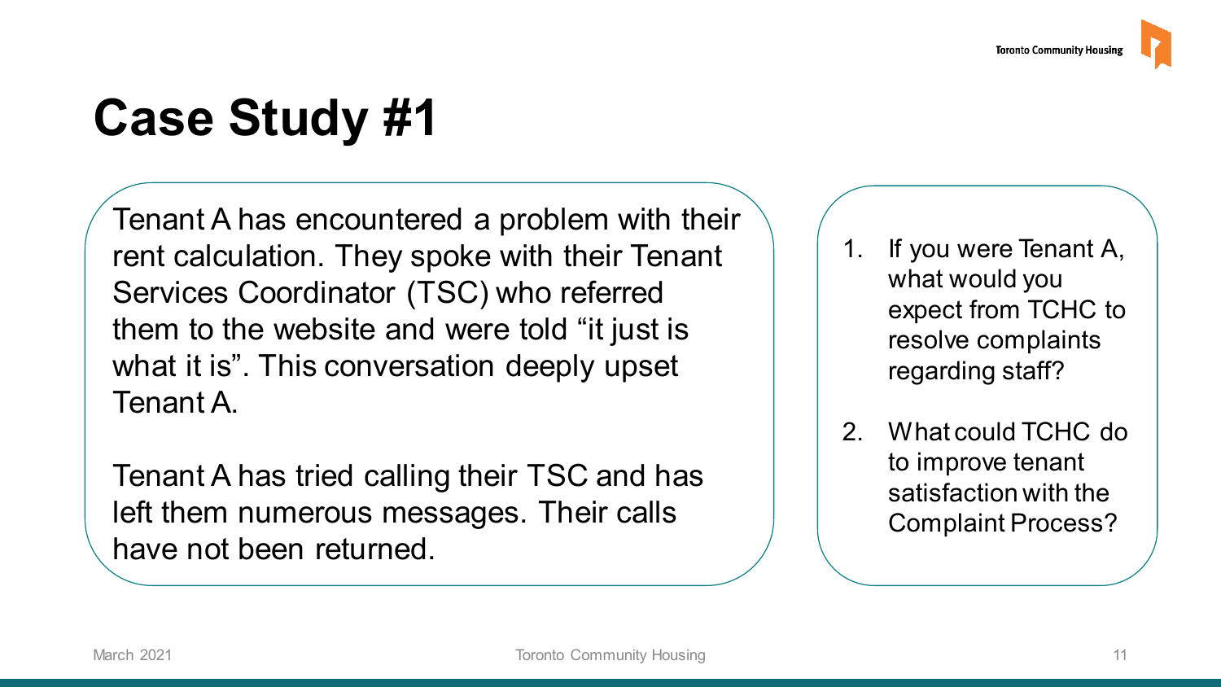# Case Study #1

Tenant A has encountered a problem with their rent calculation. They spoke with their Tenant Services Coordinator (TSC) who referred them to the website and were told "it just is what it is". This conversation deeply upset Tenant A.

Tenant A has tried calling their TSC and has left them numerous messages. Their calls have not been returned.

1. If you were Tenant A, what would you expect from TCHC to resolve complaints regarding staff?
2. What could TCHC do to improve tenant satisfaction with the Complaint Process?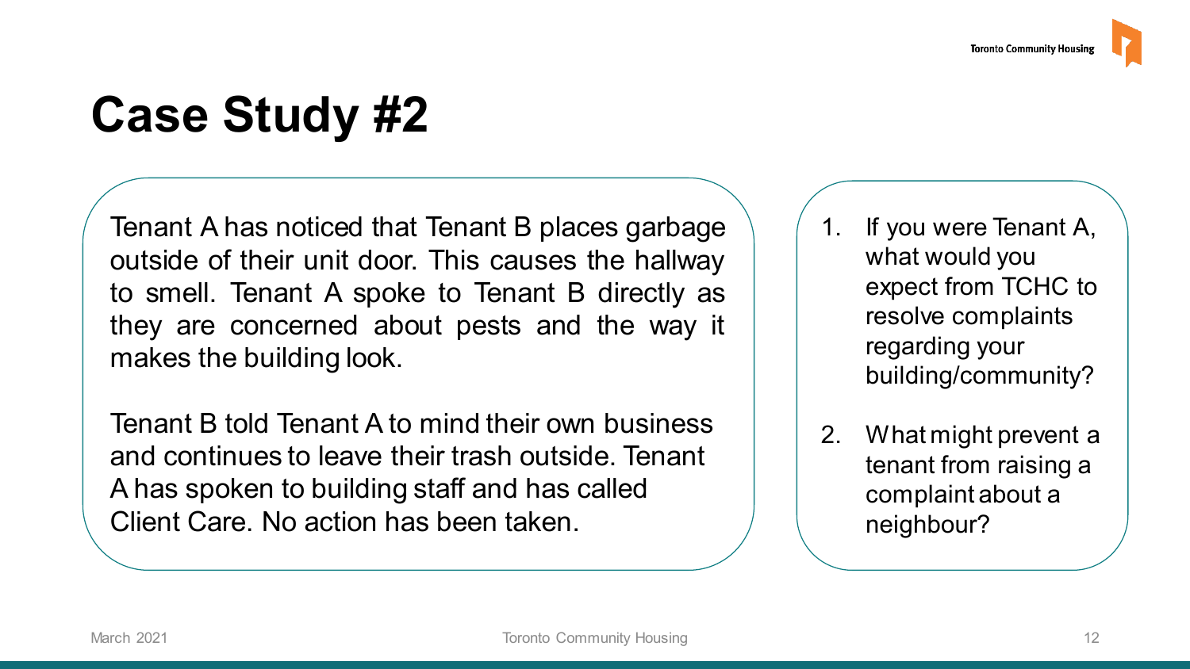# Case Study #2

Tenant A has noticed that Tenant B places garbage outside of their unit door. This causes the hallway to smell. Tenant A spoke to Tenant B directly as they are concerned about pests and the way it makes the building look.

Tenant B told Tenant A to mind their own business and continues to leave their trash outside. Tenant A has spoken to building staff and has called Client Care. No action has been taken.

1. If you were Tenant A, what would you expect from TCHC to resolve complaints regarding your building/community?
2. What might prevent a tenant from raising a complaint about a neighbour?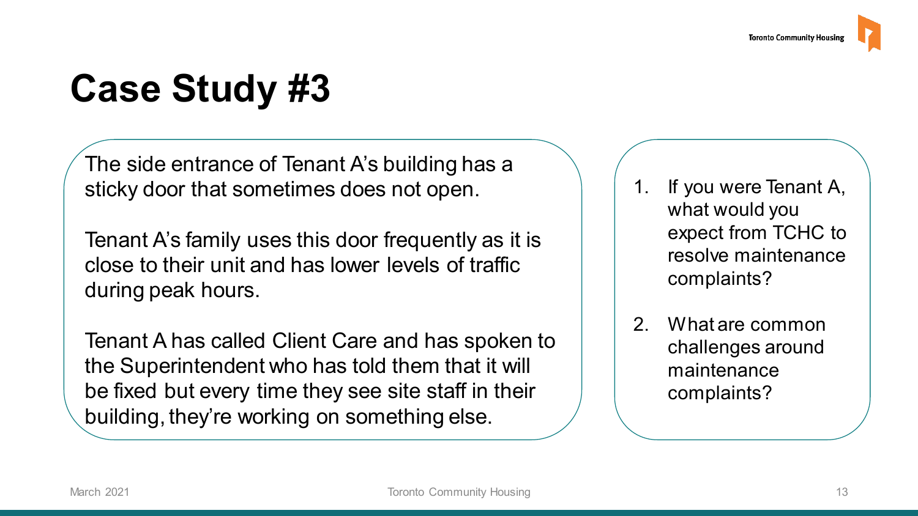# Case Study #3

The side entrance of Tenant A's building has a sticky door that sometimes does not open.

Tenant A's family uses this door frequently as it is close to their unit and has lower levels of traffic during peak hours.

Tenant A has called Client Care and has spoken to the Superintendent who has told them that it will be fixed but every time they see site staff in their building, they're working on something else.

1. If you were Tenant A, what would you expect from TCHC to resolve maintenance complaints?
2. What are common challenges around maintenance complaints?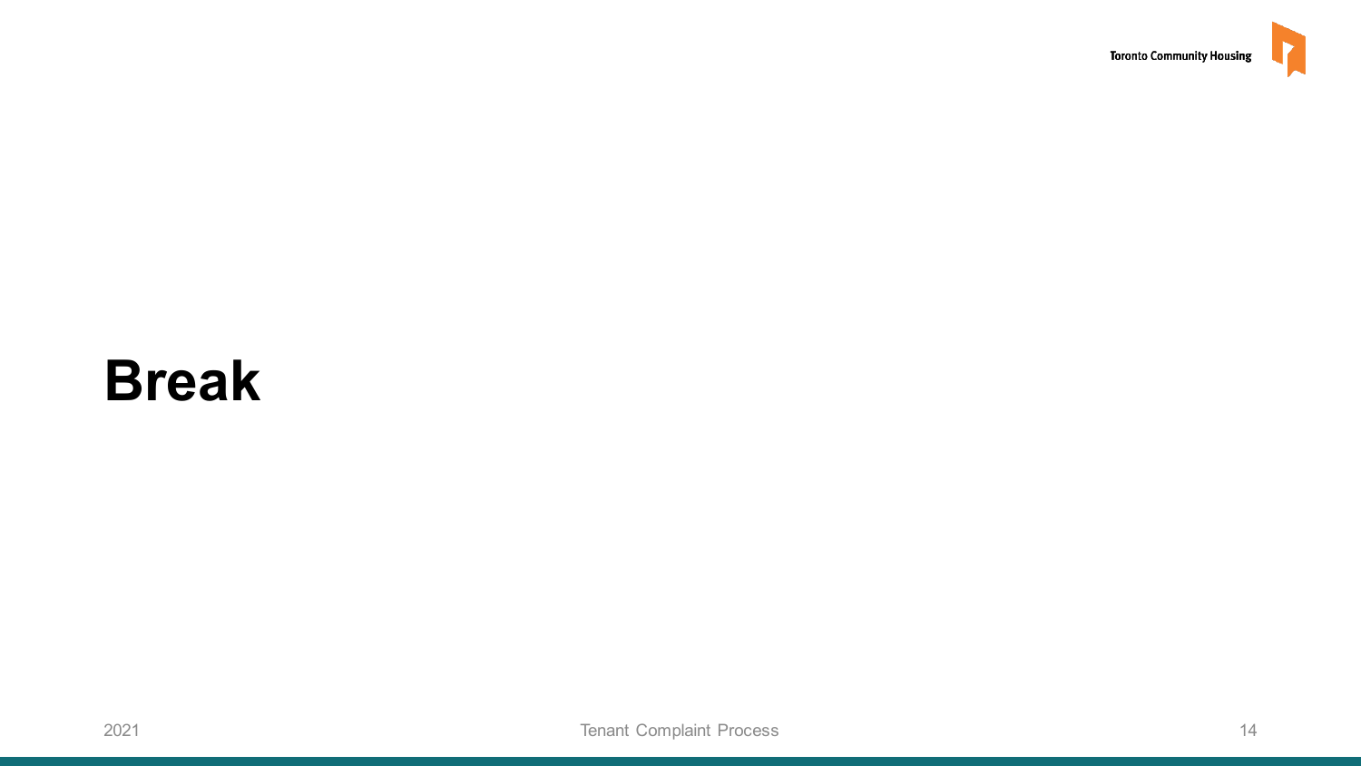# Break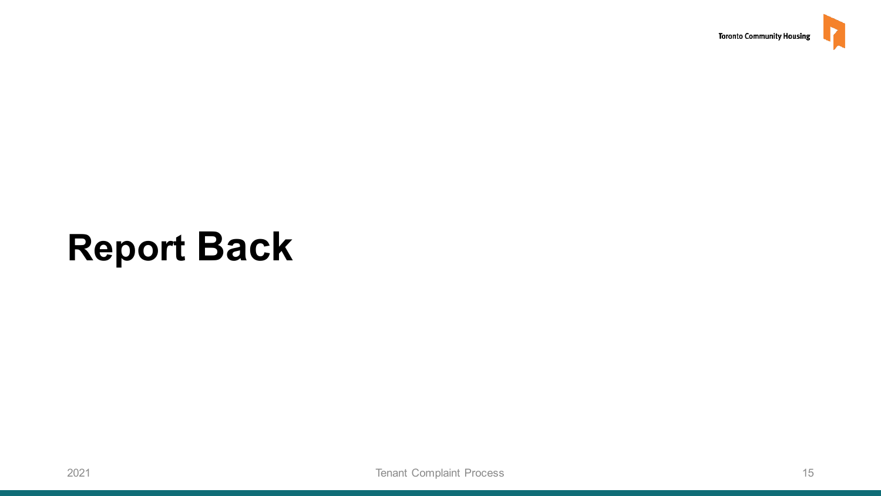# Report Back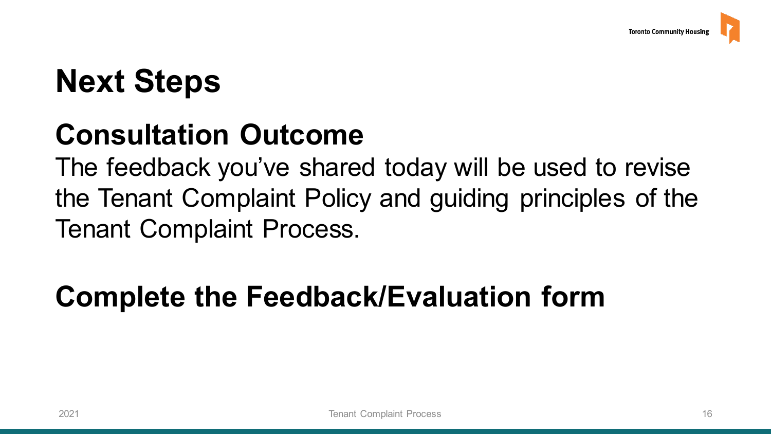# Next Steps

## Consultation Outcome

The feedback you've shared today will be used to revise the Tenant Complaint Policy and guiding principles of the Tenant Complaint Process.

## Complete the Feedback/Evaluation form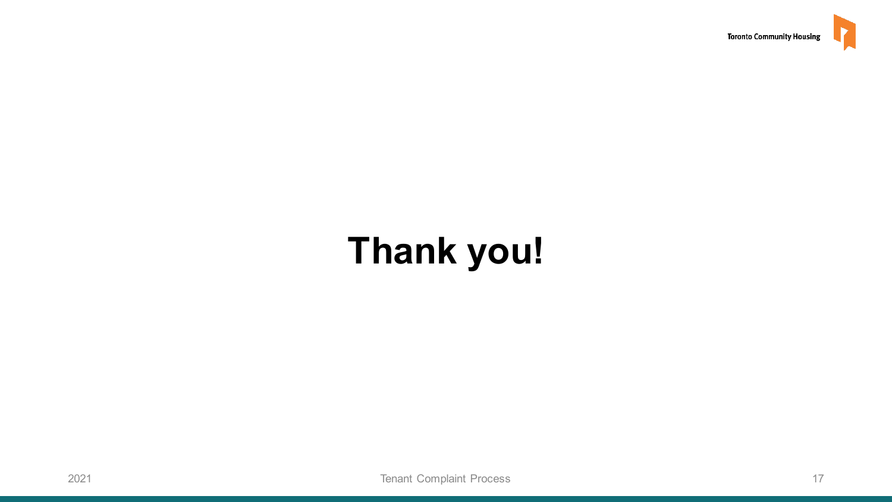# Thank you!